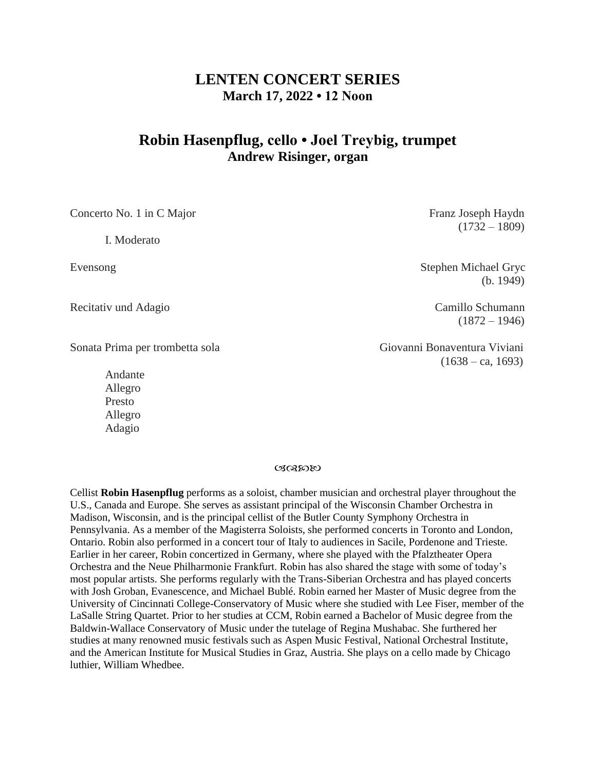# LENTEN CONCERT SERIES

**March 17, 2022 • 12 Noon**

## Robin Hasenpflug, cello • Joel Treybig, trumpet

**Andrew Risinger, organ**

Concerto No. 1 in C Major — Franz Joseph Haydn (1732 – 1809)

I. Moderato

Evensong — Stephen Michael Gryc (b. 1949)

Recitativ und Adagio — Camillo Schumann (1872 – 1946)

Sonata Prima per trombetta sola — Giovanni Bonaventura Viviani (1638 – ca, 1693)

Andante
Allegro
Presto
Allegro
Adagio

Cellist **Robin Hasenpflug** performs as a soloist, chamber musician and orchestral player throughout the U.S., Canada and Europe. She serves as assistant principal of the Wisconsin Chamber Orchestra in Madison, Wisconsin, and is the principal cellist of the Butler County Symphony Orchestra in Pennsylvania. As a member of the Magisterra Soloists, she performed concerts in Toronto and London, Ontario. Robin also performed in a concert tour of Italy to audiences in Sacile, Pordenone and Trieste. Earlier in her career, Robin concertized in Germany, where she played with the Pfalztheater Opera Orchestra and the Neue Philharmonie Frankfurt. Robin has also shared the stage with some of today's most popular artists. She performs regularly with the Trans-Siberian Orchestra and has played concerts with Josh Groban, Evanescence, and Michael Bublé. Robin earned her Master of Music degree from the University of Cincinnati College-Conservatory of Music where she studied with Lee Fiser, member of the LaSalle String Quartet. Prior to her studies at CCM, Robin earned a Bachelor of Music degree from the Baldwin-Wallace Conservatory of Music under the tutelage of Regina Mushabac. She furthered her studies at many renowned music festivals such as Aspen Music Festival, National Orchestral Institute, and the American Institute for Musical Studies in Graz, Austria. She plays on a cello made by Chicago luthier, William Whedbee.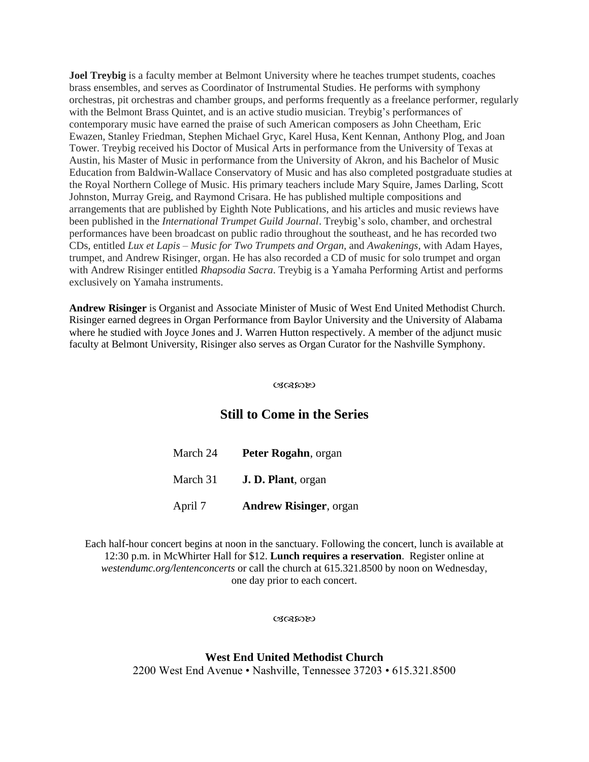**Joel Treybig** is a faculty member at Belmont University where he teaches trumpet students, coaches brass ensembles, and serves as Coordinator of Instrumental Studies. He performs with symphony orchestras, pit orchestras and chamber groups, and performs frequently as a freelance performer, regularly with the Belmont Brass Quintet, and is an active studio musician. Treybig's performances of contemporary music have earned the praise of such American composers as John Cheetham, Eric Ewazen, Stanley Friedman, Stephen Michael Gryc, Karel Husa, Kent Kennan, Anthony Plog, and Joan Tower. Treybig received his Doctor of Musical Arts in performance from the University of Texas at Austin, his Master of Music in performance from the University of Akron, and his Bachelor of Music Education from Baldwin-Wallace Conservatory of Music and has also completed postgraduate studies at the Royal Northern College of Music. His primary teachers include Mary Squire, James Darling, Scott Johnston, Murray Greig, and Raymond Crisara. He has published multiple compositions and arrangements that are published by Eighth Note Publications, and his articles and music reviews have been published in the *International Trumpet Guild Journal*. Treybig's solo, chamber, and orchestral performances have been broadcast on public radio throughout the southeast, and he has recorded two CDs, entitled *Lux et Lapis – Music for Two Trumpets and Organ*, and *Awakenings*, with Adam Hayes, trumpet, and Andrew Risinger, organ. He has also recorded a CD of music for solo trumpet and organ with Andrew Risinger entitled *Rhapsodia Sacra*. Treybig is a Yamaha Performing Artist and performs exclusively on Yamaha instruments.

**Andrew Risinger** is Organist and Associate Minister of Music of West End United Methodist Church. Risinger earned degrees in Organ Performance from Baylor University and the University of Alabama where he studied with Joyce Jones and J. Warren Hutton respectively. A member of the adjunct music faculty at Belmont University, Risinger also serves as Organ Curator for the Nashville Symphony.

## Still to Come in the Series

| | |
|---|---|
| March 24 | **Peter Rogahn**, organ |
| March 31 | **J. D. Plant**, organ |
| April 7 | **Andrew Risinger**, organ |

Each half-hour concert begins at noon in the sanctuary. Following the concert, lunch is available at 12:30 p.m. in McWhirter Hall for $12. **Lunch requires a reservation**. Register online at *westendumc.org/lentenconcerts* or call the church at 615.321.8500 by noon on Wednesday, one day prior to each concert.

**West End United Methodist Church**
2200 West End Avenue • Nashville, Tennessee 37203 • 615.321.8500